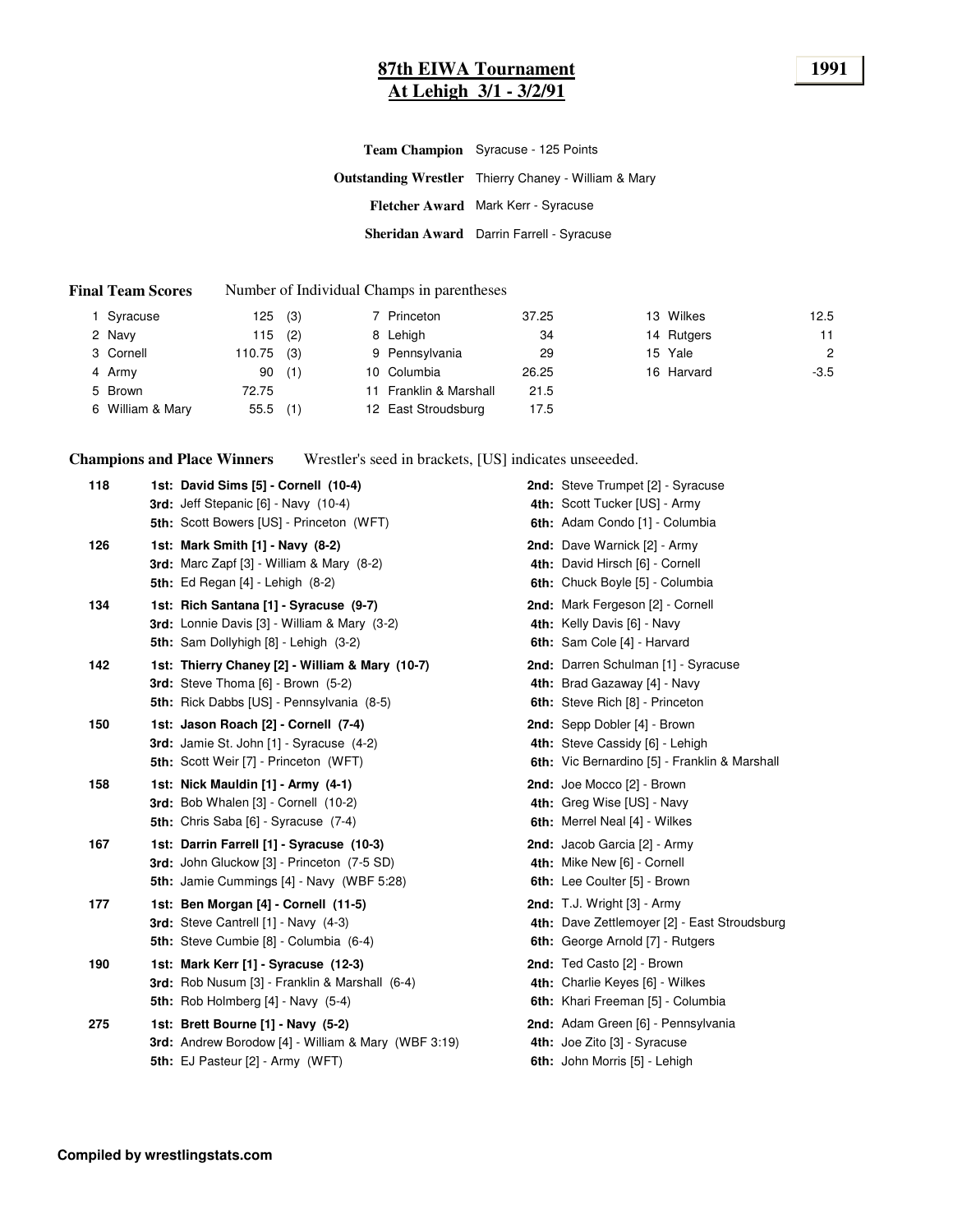# 87th EIWA Tournament
## At Lehigh 3/1 - 3/2/91

**1991**

**Team Champion** Syracuse - 125 Points

**Outstanding Wrestler** Thierry Chaney - William & Mary

**Fletcher Award** Mark Kerr - Syracuse

**Sheridan Award** Darrin Farrell - Syracuse

**Final Team Scores** Number of Individual Champs in parentheses

| Rank | Team | Points | Champs |
|---|---|---|---|
| 1 | Syracuse | 125 | (3) |
| 2 | Navy | 115 | (2) |
| 3 | Cornell | 110.75 | (3) |
| 4 | Army | 90 | (1) |
| 5 | Brown | 72.75 | |
| 6 | William & Mary | 55.5 | (1) |
| 7 | Princeton | 37.25 | |
| 8 | Lehigh | 34 | |
| 9 | Pennsylvania | 29 | |
| 10 | Columbia | 26.25 | |
| 11 | Franklin & Marshall | 21.5 | |
| 12 | East Stroudsburg | 17.5 | |
| 13 | Wilkes | 12.5 | |
| 14 | Rutgers | 11 | |
| 15 | Yale | 2 | |
| 16 | Harvard | -3.5 | |

**Champions and Place Winners** Wrestler's seed in brackets, [US] indicates unseeeded.

**118**
- **1st: David Sims [5] - Cornell (10-4)**
- **2nd:** Steve Trumpet [2] - Syracuse
- **3rd:** Jeff Stepanic [6] - Navy (10-4)
- **4th:** Scott Tucker [US] - Army
- **5th:** Scott Bowers [US] - Princeton (WFT)
- **6th:** Adam Condo [1] - Columbia

**126**
- **1st: Mark Smith [1] - Navy (8-2)**
- **2nd:** Dave Warnick [2] - Army
- **3rd:** Marc Zapf [3] - William & Mary (8-2)
- **4th:** David Hirsch [6] - Cornell
- **5th:** Ed Regan [4] - Lehigh (8-2)
- **6th:** Chuck Boyle [5] - Columbia

**134**
- **1st: Rich Santana [1] - Syracuse (9-7)**
- **2nd:** Mark Fergeson [2] - Cornell
- **3rd:** Lonnie Davis [3] - William & Mary (3-2)
- **4th:** Kelly Davis [6] - Navy
- **5th:** Sam Dollyhigh [8] - Lehigh (3-2)
- **6th:** Sam Cole [4] - Harvard

**142**
- **1st: Thierry Chaney [2] - William & Mary (10-7)**
- **2nd:** Darren Schulman [1] - Syracuse
- **3rd:** Steve Thoma [6] - Brown (5-2)
- **4th:** Brad Gazaway [4] - Navy
- **5th:** Rick Dabbs [US] - Pennsylvania (8-5)
- **6th:** Steve Rich [8] - Princeton

**150**
- **1st: Jason Roach [2] - Cornell (7-4)**
- **2nd:** Sepp Dobler [4] - Brown
- **3rd:** Jamie St. John [1] - Syracuse (4-2)
- **4th:** Steve Cassidy [6] - Lehigh
- **5th:** Scott Weir [7] - Princeton (WFT)
- **6th:** Vic Bernardino [5] - Franklin & Marshall

**158**
- **1st: Nick Mauldin [1] - Army (4-1)**
- **2nd:** Joe Mocco [2] - Brown
- **3rd:** Bob Whalen [3] - Cornell (10-2)
- **4th:** Greg Wise [US] - Navy
- **5th:** Chris Saba [6] - Syracuse (7-4)
- **6th:** Merrel Neal [4] - Wilkes

**167**
- **1st: Darrin Farrell [1] - Syracuse (10-3)**
- **2nd:** Jacob Garcia [2] - Army
- **3rd:** John Gluckow [3] - Princeton (7-5 SD)
- **4th:** Mike New [6] - Cornell
- **5th:** Jamie Cummings [4] - Navy (WBF 5:28)
- **6th:** Lee Coulter [5] - Brown

**177**
- **1st: Ben Morgan [4] - Cornell (11-5)**
- **2nd:** T.J. Wright [3] - Army
- **3rd:** Steve Cantrell [1] - Navy (4-3)
- **4th:** Dave Zettlemoyer [2] - East Stroudsburg
- **5th:** Steve Cumbie [8] - Columbia (6-4)
- **6th:** George Arnold [7] - Rutgers

**190**
- **1st: Mark Kerr [1] - Syracuse (12-3)**
- **2nd:** Ted Casto [2] - Brown
- **3rd:** Rob Nusum [3] - Franklin & Marshall (6-4)
- **4th:** Charlie Keyes [6] - Wilkes
- **5th:** Rob Holmberg [4] - Navy (5-4)
- **6th:** Khari Freeman [5] - Columbia

**275**
- **1st: Brett Bourne [1] - Navy (5-2)**
- **2nd:** Adam Green [6] - Pennsylvania
- **3rd:** Andrew Borodow [4] - William & Mary (WBF 3:19)
- **4th:** Joe Zito [3] - Syracuse
- **5th:** EJ Pasteur [2] - Army (WFT)
- **6th:** John Morris [5] - Lehigh

**Compiled by wrestlingstats.com**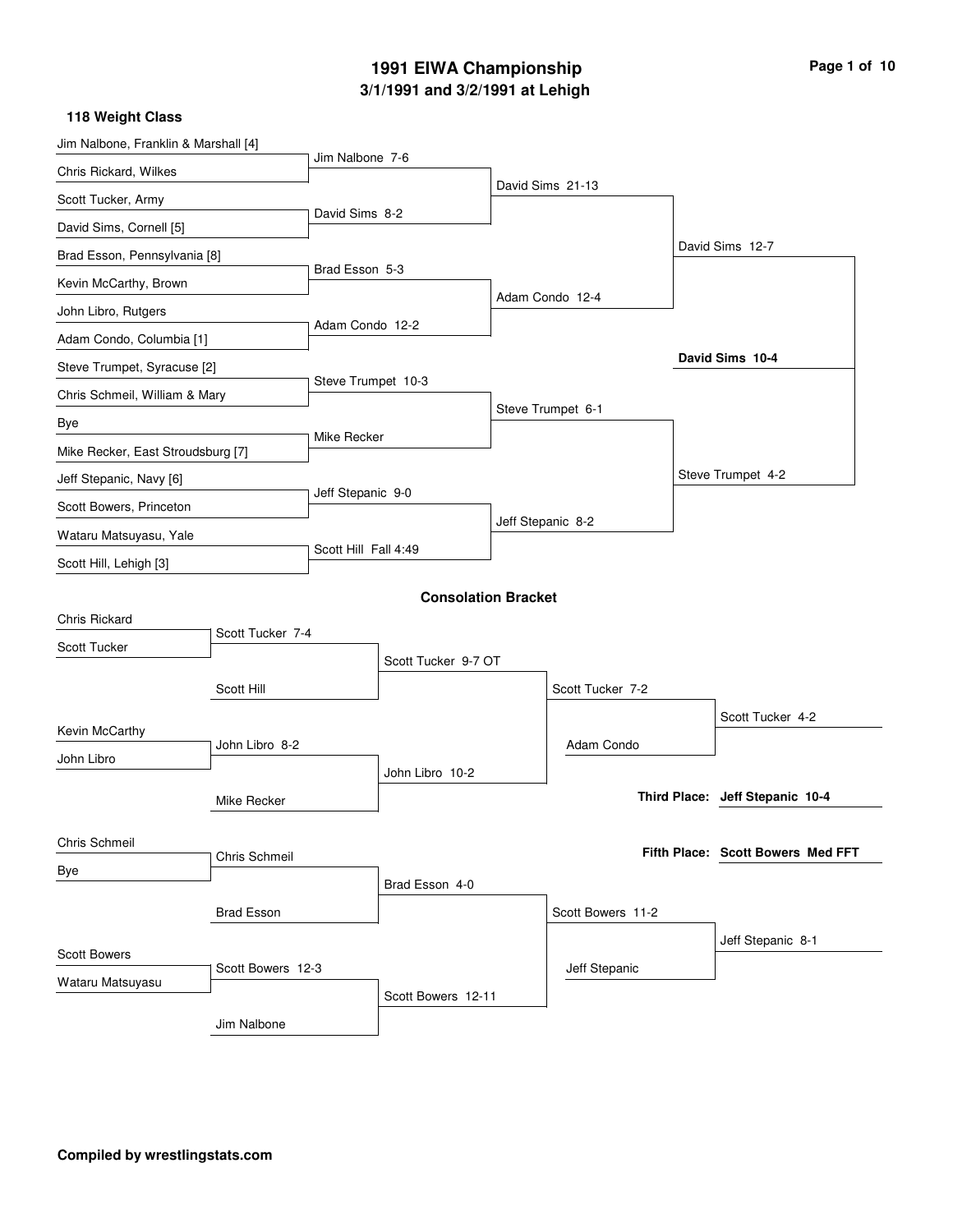# 1991 EIWA Championship

## 3/1/1991 and 3/2/1991 at Lehigh

### 118 Weight Class

**Championship Bracket**

First Round:
- Jim Nalbone, Franklin & Marshall [4] vs Chris Rickard, Wilkes — Jim Nalbone 7-6
- Scott Tucker, Army vs David Sims, Cornell [5] — David Sims 8-2
- Brad Esson, Pennsylvania [8] vs Kevin McCarthy, Brown — Brad Esson 5-3
- John Libro, Rutgers vs Adam Condo, Columbia [1] — Adam Condo 12-2
- Steve Trumpet, Syracuse [2] vs Chris Schmeil, William & Mary — Steve Trumpet 10-3
- Bye vs Mike Recker, East Stroudsburg [7] — Mike Recker
- Jeff Stepanic, Navy [6] vs Scott Bowers, Princeton — Jeff Stepanic 9-0
- Wataru Matsuyasu, Yale vs Scott Hill, Lehigh [3] — Scott Hill Fall 4:49

Quarterfinals:
- David Sims 21-13
- Adam Condo 12-4
- Steve Trumpet 6-1
- Jeff Stepanic 8-2

Semifinals:
- David Sims 12-7
- Steve Trumpet 4-2

Final:
- **David Sims 10-4**

### Consolation Bracket

- Chris Rickard vs Scott Tucker — Scott Tucker 7-4
- Scott Tucker vs Scott Hill — Scott Tucker 9-7 OT
- Kevin McCarthy vs John Libro — John Libro 8-2
- John Libro vs Mike Recker — John Libro 10-2
- Scott Tucker vs John Libro — Scott Tucker 7-2
- Scott Tucker vs Adam Condo — Scott Tucker 4-2
- Chris Schmeil vs Bye — Chris Schmeil
- Chris Schmeil vs Brad Esson — Brad Esson 4-0
- Scott Bowers vs Wataru Matsuyasu — Scott Bowers 12-3
- Scott Bowers vs Jim Nalbone — Scott Bowers 12-11
- Brad Esson vs Scott Bowers — Scott Bowers 11-2
- Scott Bowers vs Jeff Stepanic — Jeff Stepanic 8-1

**Third Place:** **Jeff Stepanic 10-4**

**Fifth Place:** **Scott Bowers Med FFT**

**Compiled by wrestlingstats.com**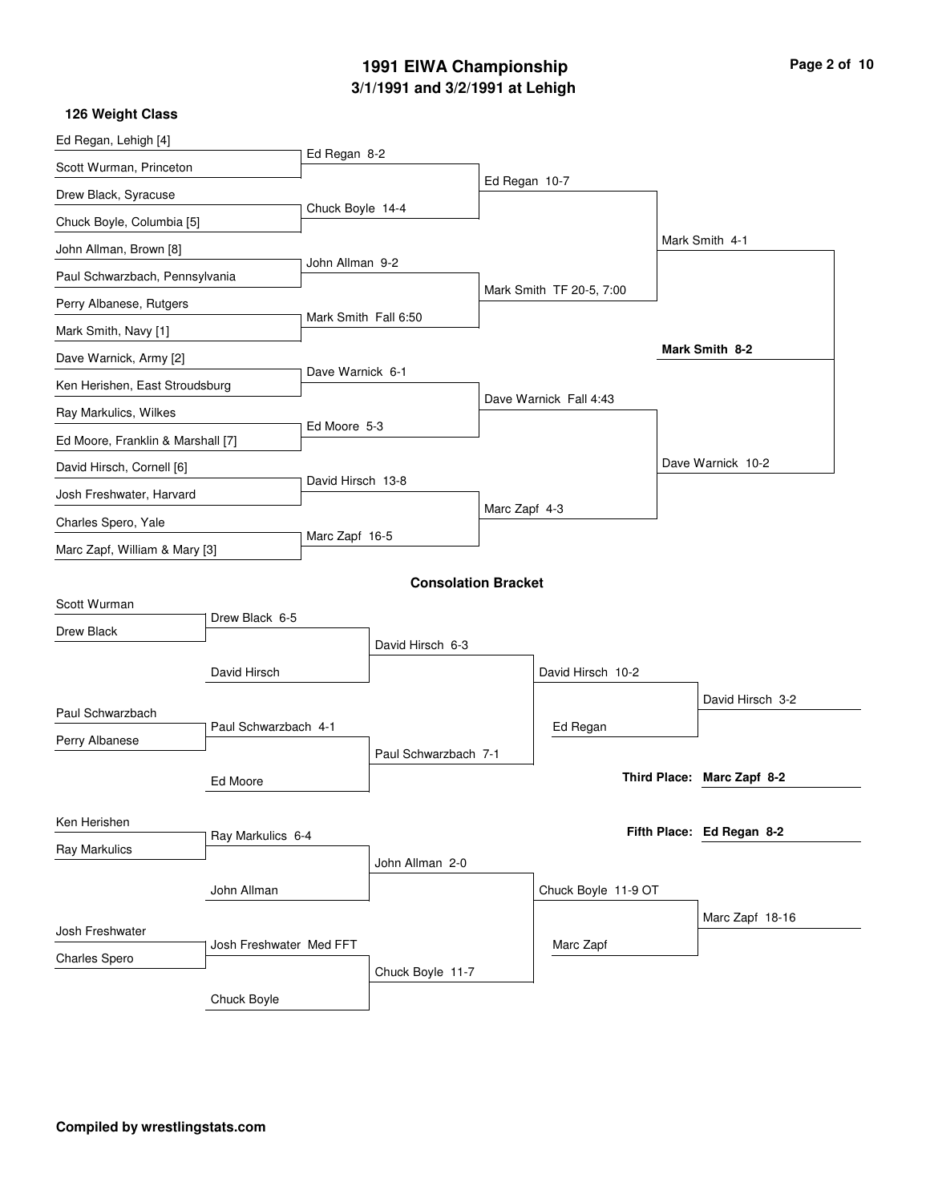# 1991 EIWA Championship

## 3/1/1991 and 3/2/1991 at Lehigh

### 126 Weight Class

**Championship Bracket**

First Round:
- Ed Regan, Lehigh [4] vs Scott Wurman, Princeton — Ed Regan 8-2
- Drew Black, Syracuse vs Chuck Boyle, Columbia [5] — Chuck Boyle 14-4
- John Allman, Brown [8] vs Paul Schwarzbach, Pennsylvania — John Allman 9-2
- Perry Albanese, Rutgers vs Mark Smith, Navy [1] — Mark Smith Fall 6:50
- Dave Warnick, Army [2] vs Ken Herishen, East Stroudsburg — Dave Warnick 6-1
- Ray Markulics, Wilkes vs Ed Moore, Franklin & Marshall [7] — Ed Moore 5-3
- David Hirsch, Cornell [6] vs Josh Freshwater, Harvard — David Hirsch 13-8
- Charles Spero, Yale vs Marc Zapf, William & Mary [3] — Marc Zapf 16-5

Quarterfinals:
- Ed Regan 10-7
- Mark Smith TF 20-5, 7:00
- Dave Warnick Fall 4:43
- Marc Zapf 4-3

Semifinals:
- Mark Smith 4-1
- Dave Warnick 10-2

Final:
- **Mark Smith 8-2**

### Consolation Bracket

- Scott Wurman vs Drew Black — Drew Black 6-5
- Drew Black vs David Hirsch — David Hirsch 6-3
- Paul Schwarzbach vs Perry Albanese — Paul Schwarzbach 4-1
- Paul Schwarzbach vs Ed Moore — Paul Schwarzbach 7-1
- David Hirsch vs Paul Schwarzbach — David Hirsch 10-2
- David Hirsch vs Ed Regan — David Hirsch 3-2
- Ken Herishen vs Ray Markulics — Ray Markulics 6-4
- Ray Markulics vs John Allman — John Allman 2-0
- Josh Freshwater vs Charles Spero — Josh Freshwater Med FFT
- Josh Freshwater vs Chuck Boyle — Chuck Boyle 11-7
- John Allman vs Chuck Boyle — Chuck Boyle 11-9 OT
- Chuck Boyle vs Marc Zapf — Marc Zapf 18-16

**Third Place: Marc Zapf 8-2**

**Fifth Place: Ed Regan 8-2**

**Compiled by wrestlingstats.com**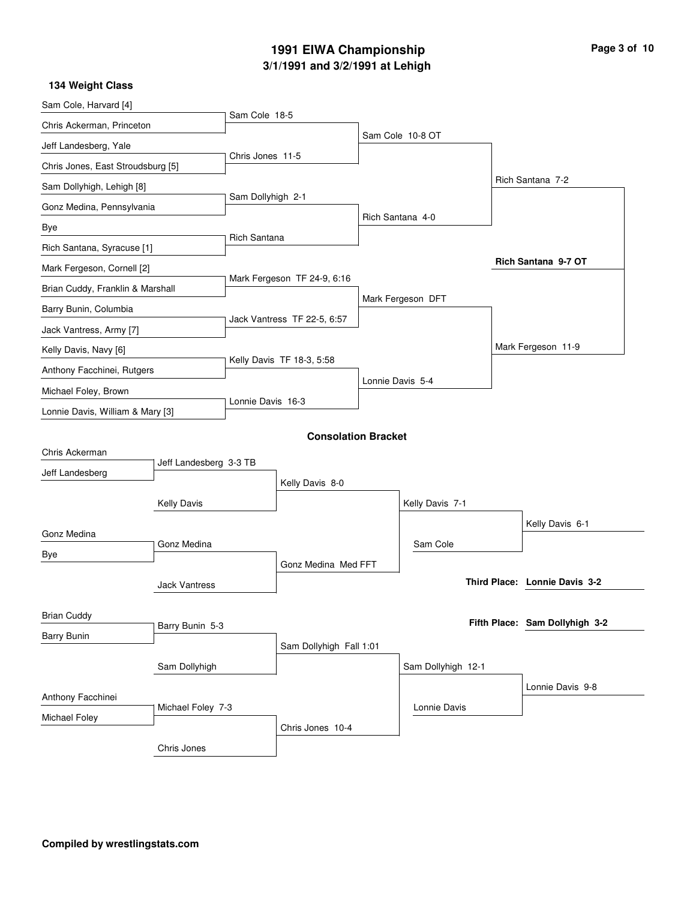# 1991 EIWA Championship
## 3/1/1991 and 3/2/1991 at Lehigh

### 134 Weight Class

**Championship Bracket**

| First Round | Quarterfinals | Semifinals | Finals |
|---|---|---|---|
| Sam Cole, Harvard [4] vs Chris Ackerman, Princeton | Sam Cole 18-5 | | |
| Jeff Landesberg, Yale vs Chris Jones, East Stroudsburg [5] | Chris Jones 11-5 | Sam Cole 10-8 OT | |
| Sam Dollyhigh, Lehigh [8] vs Gonz Medina, Pennsylvania | Sam Dollyhigh 2-1 | | Rich Santana 7-2 |
| Bye vs Rich Santana, Syracuse [1] | Rich Santana | Rich Santana 4-0 | |
| Mark Fergeson, Cornell [2] vs Brian Cuddy, Franklin & Marshall | Mark Fergeson TF 24-9, 6:16 | | **Rich Santana 9-7 OT** |
| Barry Bunin, Columbia vs Jack Vantress, Army [7] | Jack Vantress TF 22-5, 6:57 | Mark Fergeson DFT | |
| Kelly Davis, Navy [6] vs Anthony Facchinei, Rutgers | Kelly Davis TF 18-3, 5:58 | | Mark Fergeson 11-9 |
| Michael Foley, Brown vs Lonnie Davis, William & Mary [3] | Lonnie Davis 16-3 | Lonnie Davis 5-4 | |

### Consolation Bracket

| Round | Match | Result |
|---|---|---|
| Cons. Round 1 | Chris Ackerman vs Jeff Landesberg | Jeff Landesberg 3-3 TB |
| Cons. Round 2 | Jeff Landesberg vs Kelly Davis | Kelly Davis 8-0 |
| Cons. Round 1 | Gonz Medina vs Bye | Gonz Medina |
| Cons. Round 2 | Gonz Medina vs Jack Vantress | Gonz Medina Med FFT |
| Cons. Semifinal | Kelly Davis vs Gonz Medina | Kelly Davis 7-1 |
| Cons. Final | Kelly Davis vs Sam Cole | Kelly Davis 6-1 |
| Cons. Round 1 | Brian Cuddy vs Barry Bunin | Barry Bunin 5-3 |
| Cons. Round 2 | Barry Bunin vs Sam Dollyhigh | Sam Dollyhigh Fall 1:01 |
| Cons. Round 1 | Anthony Facchinei vs Michael Foley | Michael Foley 7-3 |
| Cons. Round 2 | Michael Foley vs Chris Jones | Chris Jones 10-4 |
| Cons. Semifinal | Sam Dollyhigh vs Chris Jones | Sam Dollyhigh 12-1 |
| Cons. Final | Sam Dollyhigh vs Lonnie Davis | Lonnie Davis 9-8 |

**Third Place:** Lonnie Davis 3-2

**Fifth Place:** Sam Dollyhigh 3-2

**Compiled by wrestlingstats.com**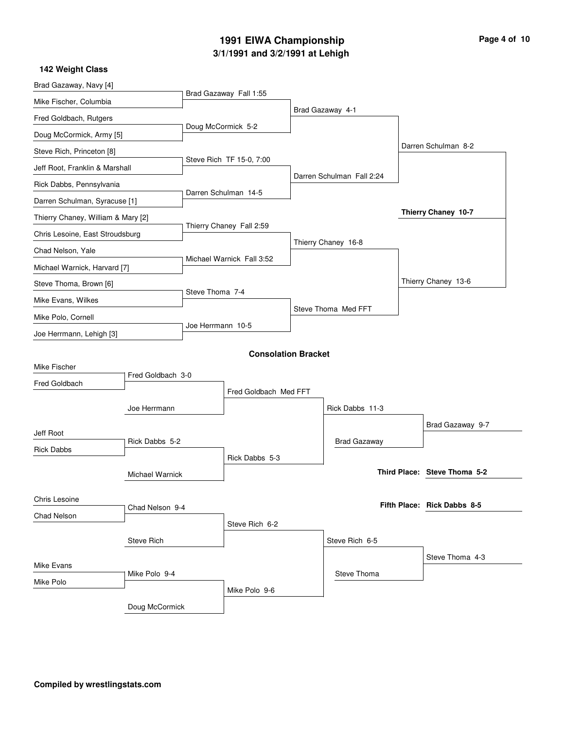# 1991 EIWA Championship

## 3/1/1991 and 3/2/1991 at Lehigh

### 142 Weight Class

**Championship Bracket**

First Round:
- Brad Gazaway, Navy [4] vs. Mike Fischer, Columbia — Brad Gazaway Fall 1:55
- Fred Goldbach, Rutgers vs. Doug McCormick, Army [5] — Doug McCormick 5-2
- Steve Rich, Princeton [8] vs. Jeff Root, Franklin & Marshall — Steve Rich TF 15-0, 7:00
- Rick Dabbs, Pennsylvania vs. Darren Schulman, Syracuse [1] — Darren Schulman 14-5
- Thierry Chaney, William & Mary [2] vs. Chris Lesoine, East Stroudsburg — Thierry Chaney Fall 2:59
- Chad Nelson, Yale vs. Michael Warnick, Harvard [7] — Michael Warnick Fall 3:52
- Steve Thoma, Brown [6] vs. Mike Evans, Wilkes — Steve Thoma 7-4
- Mike Polo, Cornell vs. Joe Herrmann, Lehigh [3] — Joe Herrmann 10-5

Quarterfinals:
- Brad Gazaway 4-1
- Darren Schulman Fall 2:24
- Thierry Chaney 16-8
- Steve Thoma Med FFT

Semifinals:
- Darren Schulman 8-2
- Thierry Chaney 13-6

Final:
- **Thierry Chaney 10-7**

### Consolation Bracket

- Mike Fischer vs. Fred Goldbach — Fred Goldbach 3-0
- Fred Goldbach vs. Joe Herrmann — Fred Goldbach Med FFT
- Jeff Root vs. Rick Dabbs — Rick Dabbs 5-2
- Rick Dabbs vs. Michael Warnick — Rick Dabbs 5-3
- Fred Goldbach vs. Rick Dabbs — Rick Dabbs 11-3
- Rick Dabbs vs. Brad Gazaway — Brad Gazaway 9-7
- Chris Lesoine vs. Chad Nelson — Chad Nelson 9-4
- Chad Nelson vs. Steve Rich — Steve Rich 6-2
- Mike Evans vs. Mike Polo — Mike Polo 9-4
- Mike Polo vs. Doug McCormick — Mike Polo 9-6
- Steve Rich vs. Mike Polo — Steve Rich 6-5
- Steve Rich vs. Steve Thoma — Steve Thoma 4-3

**Third Place: Steve Thoma 5-2**

**Fifth Place: Rick Dabbs 8-5**

**Compiled by wrestlingstats.com**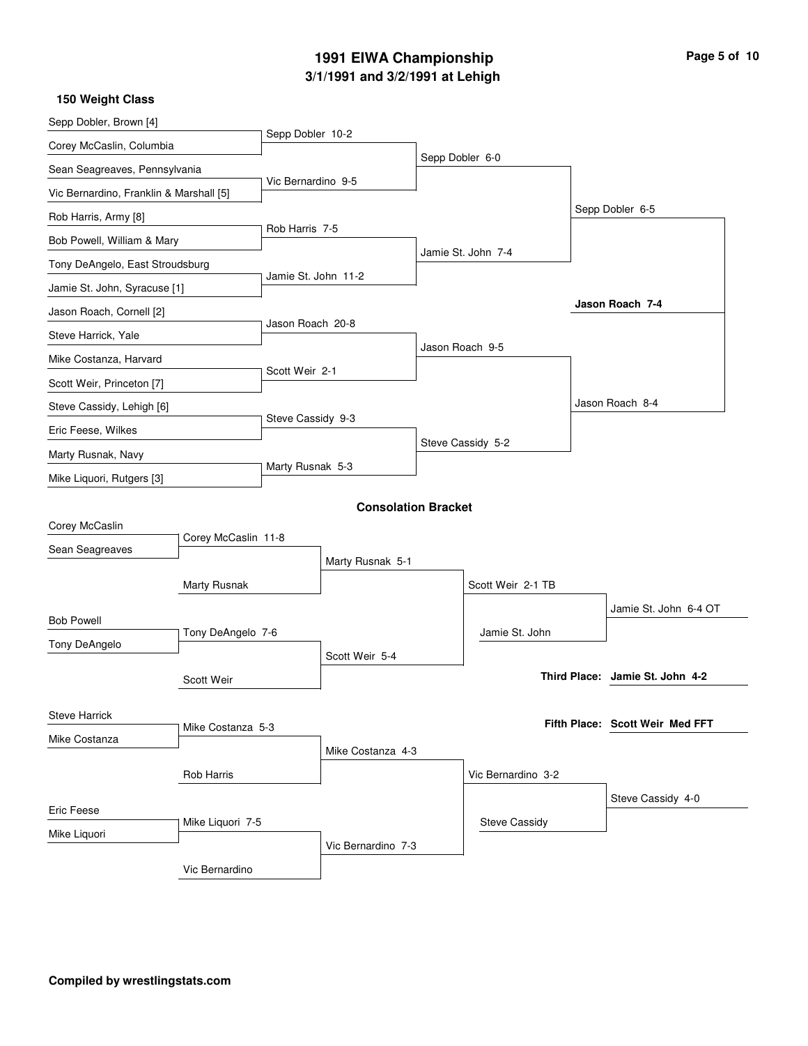# 1991 EIWA Championship

## 3/1/1991 and 3/2/1991 at Lehigh

### 150 Weight Class

**Championship Bracket**

| First Round | Quarterfinals | Semifinals | Finals |
|---|---|---|---|
| Sepp Dobler, Brown [4] vs. Corey McCaslin, Columbia | Sepp Dobler 10-2 | | |
| Sean Seagreaves, Pennsylvania vs. Vic Bernardino, Franklin & Marshall [5] | Vic Bernardino 9-5 | Sepp Dobler 6-0 | |
| Rob Harris, Army [8] vs. Bob Powell, William & Mary | Rob Harris 7-5 | | |
| Tony DeAngelo, East Stroudsburg vs. Jamie St. John, Syracuse [1] | Jamie St. John 11-2 | Jamie St. John 7-4 | Sepp Dobler 6-5 |
| Jason Roach, Cornell [2] vs. Steve Harrick, Yale | Jason Roach 20-8 | | |
| Mike Costanza, Harvard vs. Scott Weir, Princeton [7] | Scott Weir 2-1 | Jason Roach 9-5 | |
| Steve Cassidy, Lehigh [6] vs. Eric Feese, Wilkes | Steve Cassidy 9-3 | | |
| Marty Rusnak, Navy vs. Mike Liquori, Rutgers [3] | Marty Rusnak 5-3 | Steve Cassidy 5-2 | Jason Roach 8-4 |

**Champion: Jason Roach 7-4**

### Consolation Bracket

| Round 1 | Round 2 | Round 3 | Round 4 | Final |
|---|---|---|---|---|
| Corey McCaslin vs. Sean Seagreaves | Corey McCaslin 11-8 vs. Marty Rusnak | Marty Rusnak 5-1 | | |
| Bob Powell vs. Tony DeAngelo | Tony DeAngelo 7-6 vs. Scott Weir | Scott Weir 5-4 | Scott Weir 2-1 TB vs. Jamie St. John | Jamie St. John 6-4 OT |
| Steve Harrick vs. Mike Costanza | Mike Costanza 5-3 vs. Rob Harris | Mike Costanza 4-3 | | |
| Eric Feese vs. Mike Liquori | Mike Liquori 7-5 vs. Vic Bernardino | Vic Bernardino 7-3 | Vic Bernardino 3-2 vs. Steve Cassidy | Steve Cassidy 4-0 |

**Third Place: Jamie St. John 4-2**

**Fifth Place: Scott Weir Med FFT**

**Compiled by wrestlingstats.com**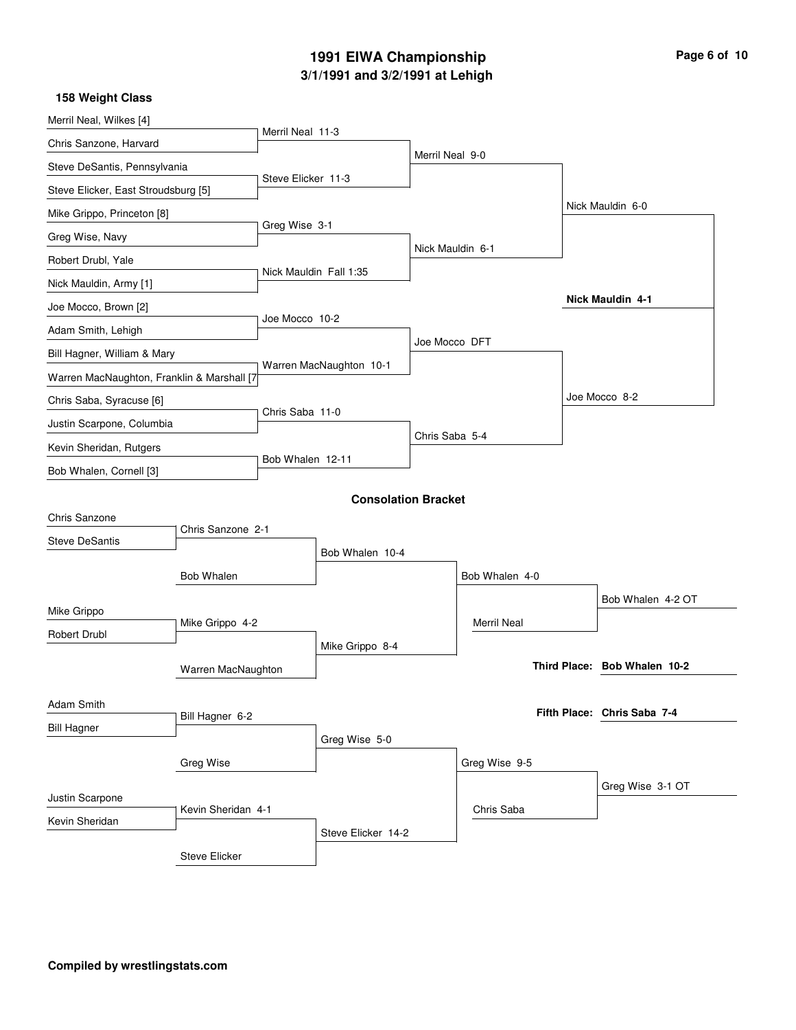# 1991 EIWA Championship

## 3/1/1991 and 3/2/1991 at Lehigh

### 158 Weight Class

**Championship Bracket**

First Round:
- Merril Neal, Wilkes [4] vs. Chris Sanzone, Harvard — Merril Neal 11-3
- Steve DeSantis, Pennsylvania vs. Steve Elicker, East Stroudsburg [5] — Steve Elicker 11-3
- Mike Grippo, Princeton [8] vs. Greg Wise, Navy — Greg Wise 3-1
- Robert Drubl, Yale vs. Nick Mauldin, Army [1] — Nick Mauldin Fall 1:35
- Joe Mocco, Brown [2] vs. Adam Smith, Lehigh — Joe Mocco 10-2
- Bill Hagner, William & Mary vs. Warren MacNaughton, Franklin & Marshall [7] — Warren MacNaughton 10-1
- Chris Saba, Syracuse [6] vs. Justin Scarpone, Columbia — Chris Saba 11-0
- Kevin Sheridan, Rutgers vs. Bob Whalen, Cornell [3] — Bob Whalen 12-11

Quarterfinals:
- Merril Neal 9-0
- Nick Mauldin 6-1
- Joe Mocco DFT
- Chris Saba 5-4

Semifinals:
- Nick Mauldin 6-0
- Joe Mocco 8-2

Final:
- **Nick Mauldin 4-1**

### Consolation Bracket

- Chris Sanzone vs. Steve DeSantis — Chris Sanzone 2-1
- Chris Sanzone vs. Bob Whalen — Bob Whalen 10-4
- Mike Grippo vs. Robert Drubl — Mike Grippo 4-2
- Mike Grippo vs. Warren MacNaughton — Mike Grippo 8-4
- Bob Whalen vs. Mike Grippo — Bob Whalen 4-0
- Bob Whalen vs. Merril Neal — Bob Whalen 4-2 OT
- Adam Smith vs. Bill Hagner — Bill Hagner 6-2
- Bill Hagner vs. Greg Wise — Greg Wise 5-0
- Justin Scarpone vs. Kevin Sheridan — Kevin Sheridan 4-1
- Kevin Sheridan vs. Steve Elicker — Steve Elicker 14-2
- Greg Wise vs. Steve Elicker — Greg Wise 9-5
- Greg Wise vs. Chris Saba — Greg Wise 3-1 OT

**Third Place: Bob Whalen 10-2**

**Fifth Place: Chris Saba 7-4**

**Compiled by wrestlingstats.com**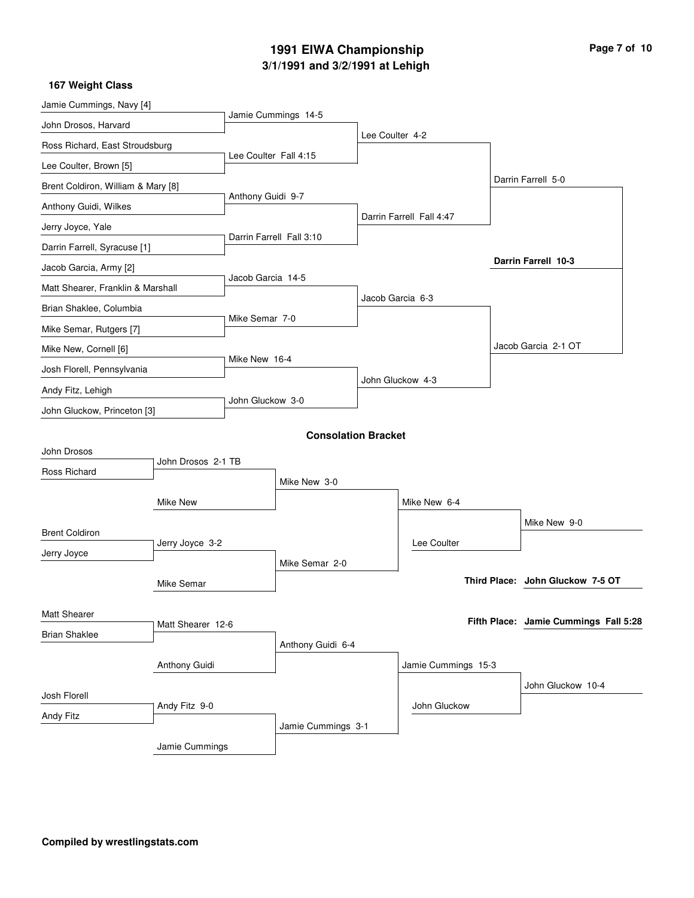# 1991 EIWA Championship

## 3/1/1991 and 3/2/1991 at Lehigh

### 167 Weight Class

**Championship Bracket**

First Round:

- Jamie Cummings, Navy [4] vs. John Drosos, Harvard — Jamie Cummings 14-5
- Ross Richard, East Stroudsburg vs. Lee Coulter, Brown [5] — Lee Coulter Fall 4:15
- Brent Coldiron, William & Mary [8] vs. Anthony Guidi, Wilkes — Anthony Guidi 9-7
- Jerry Joyce, Yale vs. Darrin Farrell, Syracuse [1] — Darrin Farrell Fall 3:10
- Jacob Garcia, Army [2] vs. Matt Shearer, Franklin & Marshall — Jacob Garcia 14-5
- Brian Shaklee, Columbia vs. Mike Semar, Rutgers [7] — Mike Semar 7-0
- Mike New, Cornell [6] vs. Josh Florell, Pennsylvania — Mike New 16-4
- Andy Fitz, Lehigh vs. John Gluckow, Princeton [3] — John Gluckow 3-0

Quarterfinals:

- Lee Coulter 4-2
- Darrin Farrell Fall 4:47
- Jacob Garcia 6-3
- John Gluckow 4-3

Semifinals:

- Darrin Farrell 5-0
- Jacob Garcia 2-1 OT

Final:

- **Darrin Farrell 10-3**

**Consolation Bracket**

- John Drosos vs. Ross Richard — John Drosos 2-1 TB
- John Drosos vs. Mike New — Mike New 3-0
- Brent Coldiron vs. Jerry Joyce — Jerry Joyce 3-2
- Jerry Joyce vs. Mike Semar — Mike Semar 2-0
- Mike New vs. Mike Semar — Mike New 6-4
- Mike New vs. Lee Coulter — Mike New 9-0
- Matt Shearer vs. Brian Shaklee — Matt Shearer 12-6
- Matt Shearer vs. Anthony Guidi — Anthony Guidi 6-4
- Josh Florell vs. Andy Fitz — Andy Fitz 9-0
- Andy Fitz vs. Jamie Cummings — Jamie Cummings 3-1
- Anthony Guidi vs. Jamie Cummings — Jamie Cummings 15-3
- Jamie Cummings vs. John Gluckow — John Gluckow 10-4

**Third Place: John Gluckow 7-5 OT**

**Fifth Place: Jamie Cummings Fall 5:28**

**Compiled by wrestlingstats.com**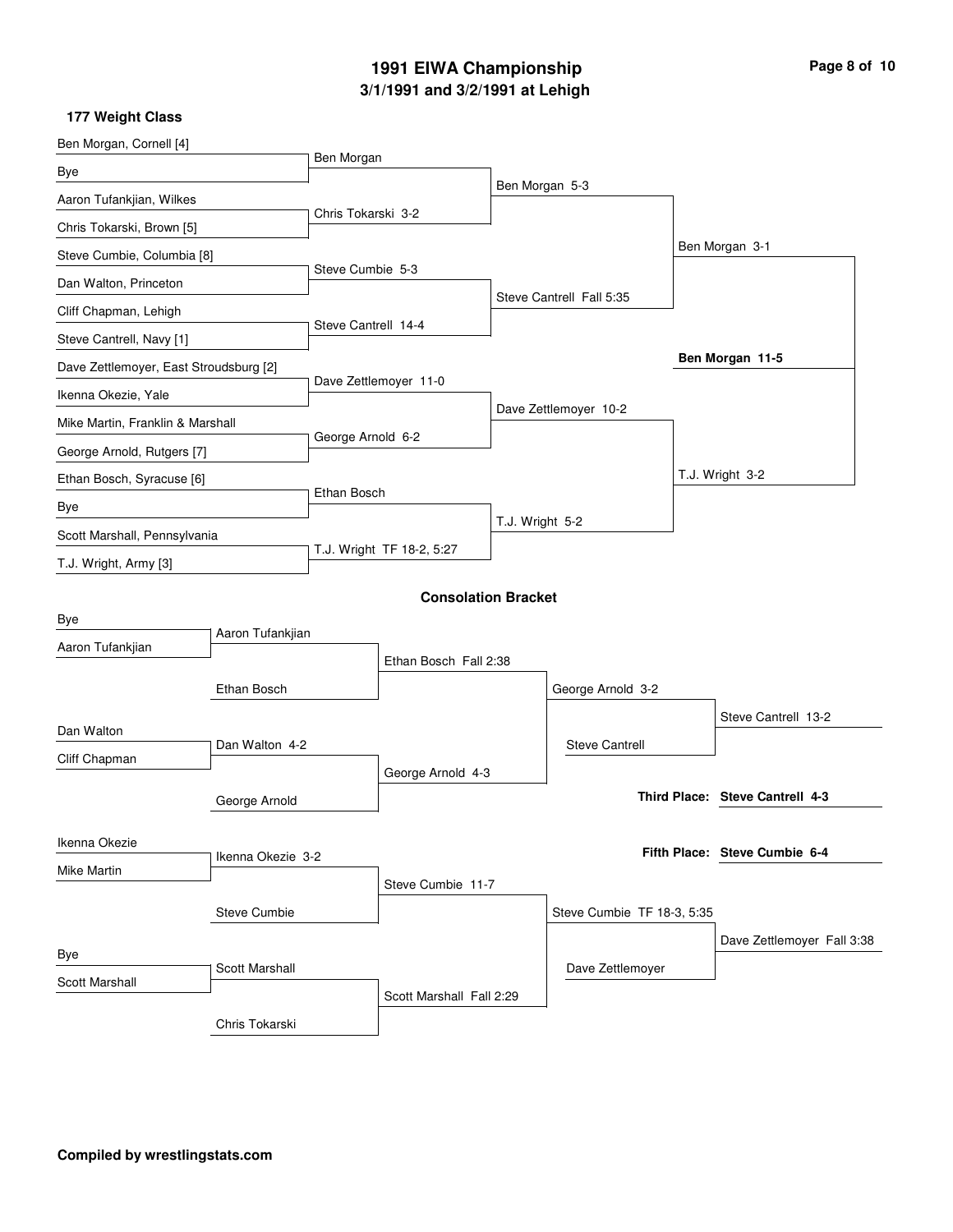# 1991 EIWA Championship

## 3/1/1991 and 3/2/1991 at Lehigh

### 177 Weight Class

**Championship Bracket**

| First Round | Quarterfinals | Semifinals | Finals | Champion |
|---|---|---|---|---|
| Ben Morgan, Cornell [4] | Ben Morgan | Ben Morgan 5-3 | Ben Morgan 3-1 | **Ben Morgan 11-5** |
| Bye | | | | |
| Aaron Tufankjian, Wilkes | Chris Tokarski 3-2 | | | |
| Chris Tokarski, Brown [5] | | | | |
| Steve Cumbie, Columbia [8] | Steve Cumbie 5-3 | Steve Cantrell Fall 5:35 | | |
| Dan Walton, Princeton | | | | |
| Cliff Chapman, Lehigh | Steve Cantrell 14-4 | | | |
| Steve Cantrell, Navy [1] | | | | |
| Dave Zettlemoyer, East Stroudsburg [2] | Dave Zettlemoyer 11-0 | Dave Zettlemoyer 10-2 | T.J. Wright 3-2 | |
| Ikenna Okezie, Yale | | | | |
| Mike Martin, Franklin & Marshall | George Arnold 6-2 | | | |
| George Arnold, Rutgers [7] | | | | |
| Ethan Bosch, Syracuse [6] | Ethan Bosch | T.J. Wright 5-2 | | |
| Bye | | | | |
| Scott Marshall, Pennsylvania | T.J. Wright TF 18-2, 5:27 | | | |
| T.J. Wright, Army [3] | | | | |

### Consolation Bracket

| Round 1 | Round 2 | Round 3 | Round 4 | Placement |
|---|---|---|---|---|
| Bye | Aaron Tufankjian | Ethan Bosch Fall 2:38 | George Arnold 3-2 | Steve Cantrell 13-2 |
| Aaron Tufankjian | Ethan Bosch | | | |
| Dan Walton | Dan Walton 4-2 | George Arnold 4-3 | Steve Cantrell | |
| Cliff Chapman | George Arnold | | | |
| Ikenna Okezie | Ikenna Okezie 3-2 | Steve Cumbie 11-7 | Steve Cumbie TF 18-3, 5:35 | Dave Zettlemoyer Fall 3:38 |
| Mike Martin | Steve Cumbie | | | |
| Bye | Scott Marshall | Scott Marshall Fall 2:29 | Dave Zettlemoyer | |
| Scott Marshall | Chris Tokarski | | | |

**Third Place:** **Steve Cantrell 4-3**

**Fifth Place:** **Steve Cumbie 6-4**

**Compiled by wrestlingstats.com**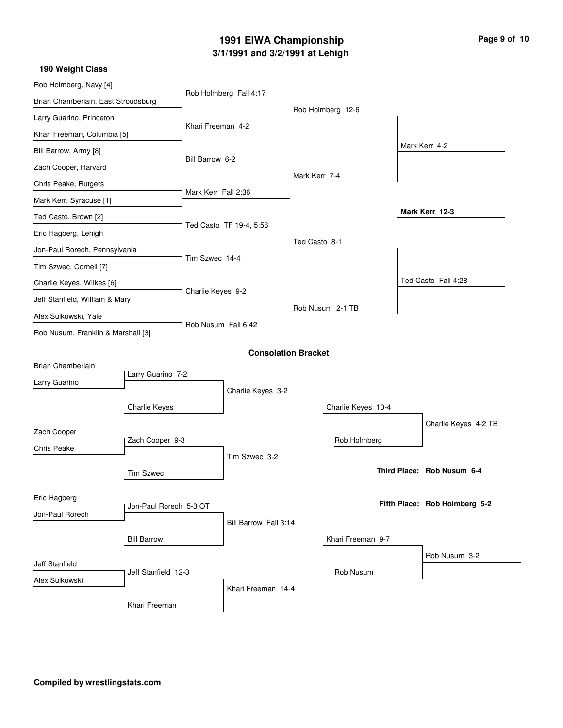# 1991 EIWA Championship
## 3/1/1991 and 3/2/1991 at Lehigh

### 190 Weight Class

**Championship Bracket**

| First Round | Quarterfinals | Semifinals | Finals |
|---|---|---|---|
| Rob Holmberg, Navy [4] vs. Brian Chamberlain, East Stroudsburg | Rob Holmberg Fall 4:17 | | |
| Larry Guarino, Princeton vs. Khari Freeman, Columbia [5] | Khari Freeman 4-2 | | |
| | | Rob Holmberg 12-6 | |
| Bill Barrow, Army [8] vs. Zach Cooper, Harvard | Bill Barrow 6-2 | | |
| Chris Peake, Rutgers vs. Mark Kerr, Syracuse [1] | Mark Kerr Fall 2:36 | | |
| | | Mark Kerr 7-4 | |
| | | | Mark Kerr 4-2 |
| Ted Casto, Brown [2] vs. Eric Hagberg, Lehigh | Ted Casto TF 19-4, 5:56 | | |
| Jon-Paul Rorech, Pennsylvania vs. Tim Szwec, Cornell [7] | Tim Szwec 14-4 | | |
| | | Ted Casto 8-1 | |
| Charlie Keyes, Wilkes [6] vs. Jeff Stanfield, William & Mary | Charlie Keyes 9-2 | | |
| Alex Sulkowski, Yale vs. Rob Nusum, Franklin & Marshall [3] | Rob Nusum Fall 6:42 | | |
| | | Rob Nusum 2-1 TB | |
| | | | Ted Casto Fall 4:28 |

**Champion: Mark Kerr 12-3**

### Consolation Bracket

| Round 1 | Round 2 | Round 3 | Round 4 | Consolation Final |
|---|---|---|---|---|
| Brian Chamberlain vs. Larry Guarino | Larry Guarino 7-2 | | | |
| | Charlie Keyes | Charlie Keyes 3-2 | | |
| Zach Cooper vs. Chris Peake | Zach Cooper 9-3 | | | |
| | Tim Szwec | Tim Szwec 3-2 | | |
| | | | Charlie Keyes 10-4 | |
| | | | Rob Holmberg | |
| | | | | Charlie Keyes 4-2 TB |
| Eric Hagberg vs. Jon-Paul Rorech | Jon-Paul Rorech 5-3 OT | | | |
| | Bill Barrow | Bill Barrow Fall 3:14 | | |
| Jeff Stanfield vs. Alex Sulkowski | Jeff Stanfield 12-3 | | | |
| | Khari Freeman | Khari Freeman 14-4 | | |
| | | | Khari Freeman 9-7 | |
| | | | Rob Nusum | |
| | | | | Rob Nusum 3-2 |

**Third Place: Rob Nusum 6-4**

**Fifth Place: Rob Holmberg 5-2**

**Compiled by wrestlingstats.com**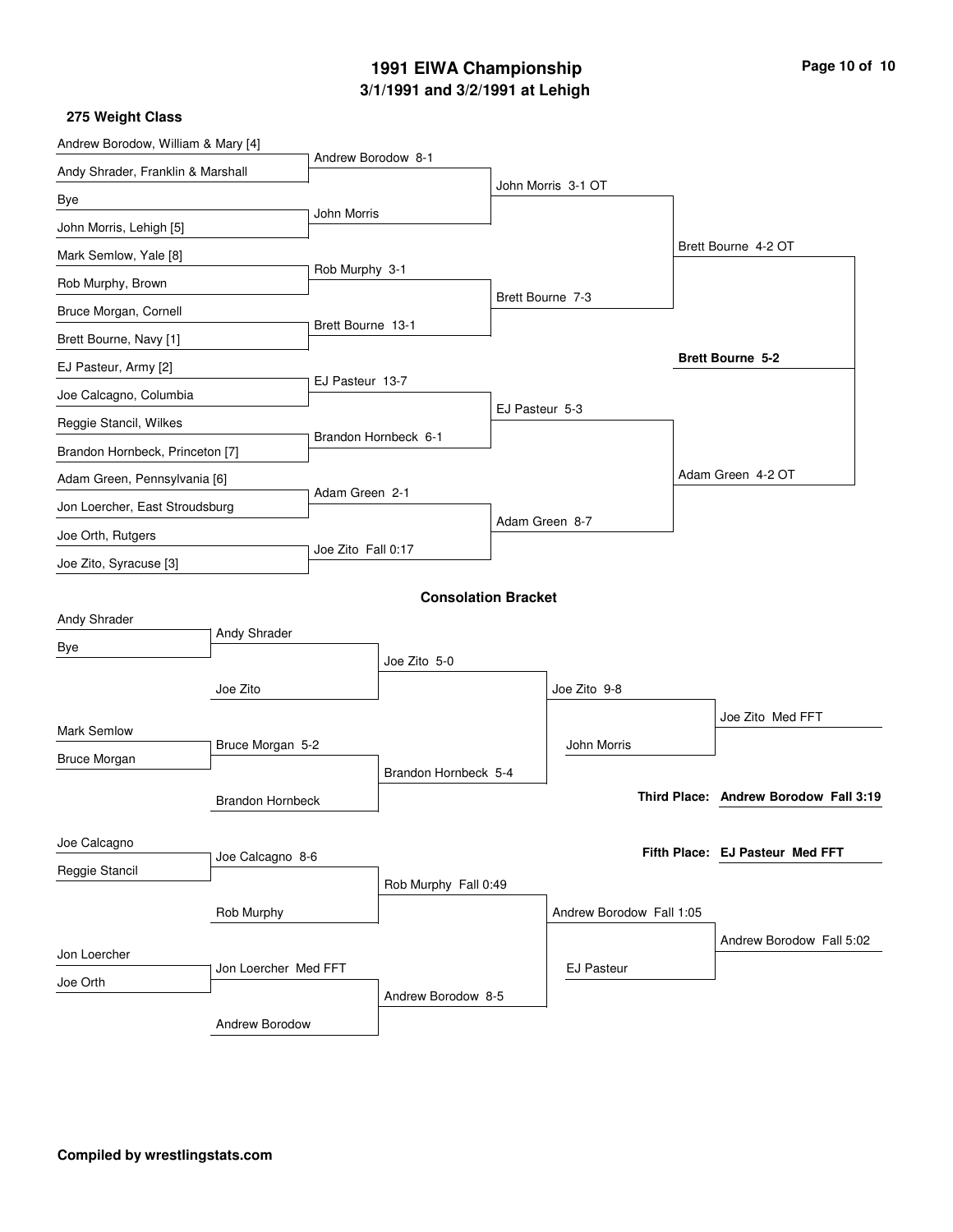# 1991 EIWA Championship

## 3/1/1991 and 3/2/1991 at Lehigh

### 275 Weight Class

Andrew Borodow, William & Mary [4]
Andy Shrader, Franklin & Marshall
Andrew Borodow 8-1

Bye
John Morris, Lehigh [5]
John Morris

John Morris 3-1 OT

Mark Semlow, Yale [8]
Rob Murphy, Brown
Rob Murphy 3-1

Bruce Morgan, Cornell
Brett Bourne, Navy [1]
Brett Bourne 13-1

Brett Bourne 7-3

Brett Bourne 4-2 OT

EJ Pasteur, Army [2]
Joe Calcagno, Columbia
EJ Pasteur 13-7

Reggie Stancil, Wilkes
Brandon Hornbeck, Princeton [7]
Brandon Hornbeck 6-1

EJ Pasteur 5-3

Adam Green, Pennsylvania [6]
Jon Loercher, East Stroudsburg
Adam Green 2-1

Joe Orth, Rutgers
Joe Zito, Syracuse [3]
Joe Zito Fall 0:17

Adam Green 8-7

Adam Green 4-2 OT

**Brett Bourne 5-2**

### Consolation Bracket

Andy Shrader
Bye
Andy Shrader

Joe Zito
Joe Zito 5-0

Mark Semlow
Bruce Morgan
Bruce Morgan 5-2

Brandon Hornbeck
Brandon Hornbeck 5-4

Joe Zito 9-8
John Morris

Joe Zito Med FFT

Joe Calcagno
Reggie Stancil
Joe Calcagno 8-6

Rob Murphy
Rob Murphy Fall 0:49

Jon Loercher
Joe Orth
Jon Loercher Med FFT

Andrew Borodow
Andrew Borodow 8-5

Andrew Borodow Fall 1:05
EJ Pasteur

Andrew Borodow Fall 5:02

**Third Place: Andrew Borodow Fall 3:19**

**Fifth Place: EJ Pasteur Med FFT**

**Compiled by wrestlingstats.com**